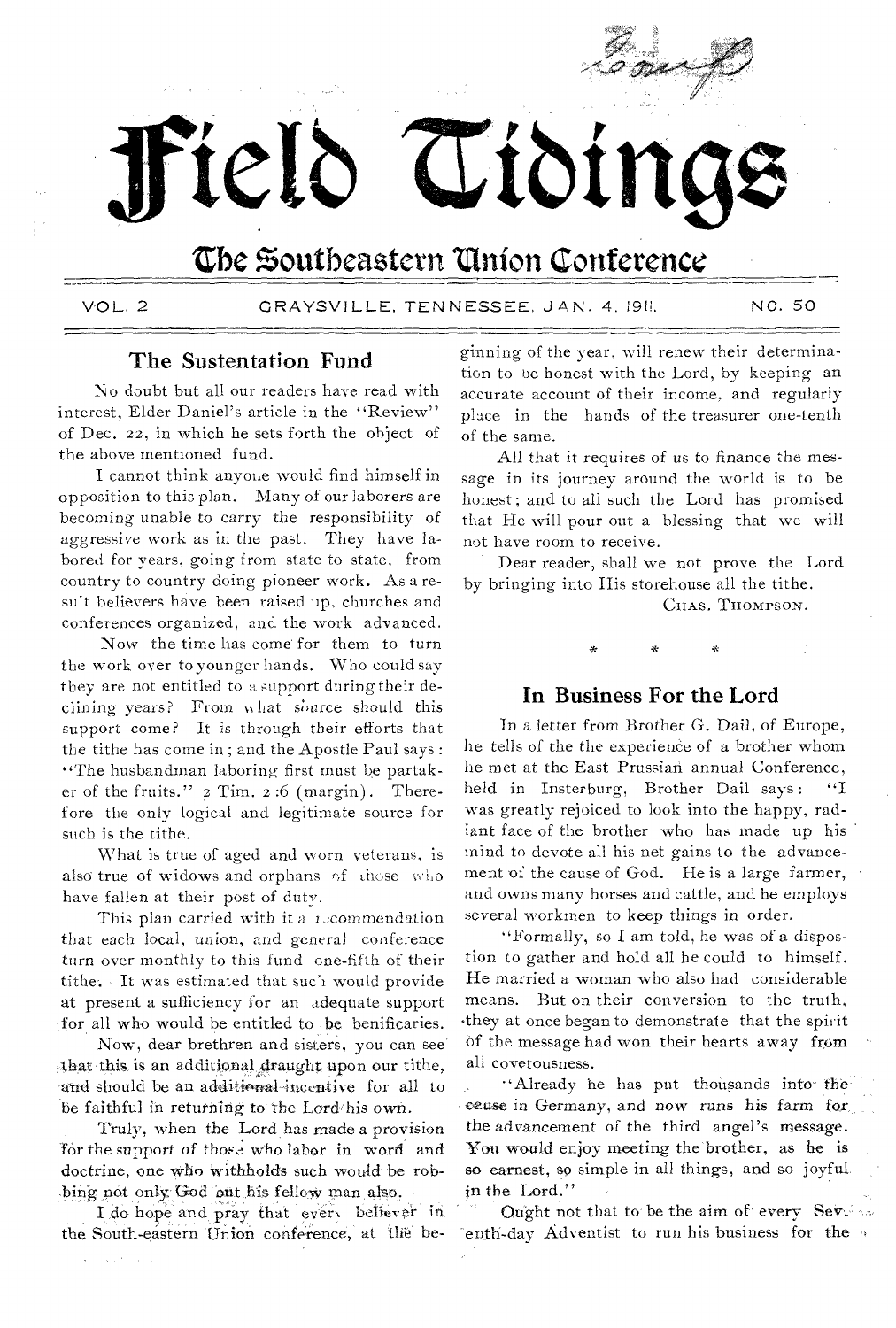# Field Tidings

## The Southeastern Union Conference

VOL. 2 GRAYSVILLE, TENNESSEE, JAN. 4, 1911. NO. 50

### The Sustentation Fund

No doubt but all our readers have read with interest, Elder Daniel's article in the "Review" of Dec. 22, in which he sets forth the object of the above mentioned fund.

I cannot think anyone would find himself in opposition to this plan. Many of our laborers are becoming unable to carry the responsibility of aggressive work as in the past. They have labored for years, going from state to state, from country to country doing pioneer work. As a result believers have been raised up, churches and conferences organized, and the work advanced.

Now the time has come for them to turn the work over to younger hands. Who could say they are not entitled to a support during their declining years? From what source should this support come? It is through their efforts that the tithe has come in; and the Apostle Paul says: "The husbandman laboring first must be partaker of the fruits." 2 Tim. 2:6 (margin). Therefore the only logical and legitimate source for such is the tithe.

What is true of aged and worn veterans, is also true of widows and orphans of those who have fallen at their post of duty.

This plan carried with it a recommendation that each local, union, and general conference turn over monthly to this fund one-fifth of their tithe. It was estimated that such would provide at present a sufficiency for an adequate support for all who would be entitled to be benificaries.

Now, dear brethren and sisters, you can see that this is an additional draught upon our tithe, and should be an additional incentive for all to be faithful in returning to the Lord his own.

Truly, when the Lord has made a provision for the support of those who labor in word and doctrine, one who withholds such would be robbing not only God but his fellow man also.

I do hope and pray that every believer in the South-eastern Union conference, at the beginning of the year, will renew their determination to be honest with the Lord, by keeping an accurate account of their income, and regularly place in the hands of the treasurer one-tenth of the same.

All that it requires of us to finance the message in its journey around the world is to be honest; and to all such the Lord has promised that He will pour out a blessing that we will not have room to receive.

Dear reader, shall we not prove the Lord by bringing into His storehouse all the tithe.

CHAS. THOMPSON.

\* \* \*

### In Business For the Lord

In a letter from Brother G. Dail, of Europe, he tells of the the experience of a brother whom he met at the East Prussian annual Conference, held in Insterburg, Brother Dail says: "I was greatly rejoiced to look into the happy, radiant face of the brother who has made up his mind to devote all his net gains to the advancement of the cause of God. He is a large farmer, and owns many horses and cattle, and he employs several workmen to keep things in order.

"Formally, so I am told, he was of a disposition to gather and hold all he could to himself. He married a woman who also had considerable means. But on their conversion to the truth, they at once began to demonstrate that the spirit of the message had won their hearts away from all covetousness.

"Already he has put thousands into the cause in Germany, and now runs his farm for the advancement of the third angel's message. You would enjoy meeting the brother, as he is so earnest, so simple in all things, and so joyful in the Lord."

Ought not that to be the aim of every Seventh-day Adventist to run his business for the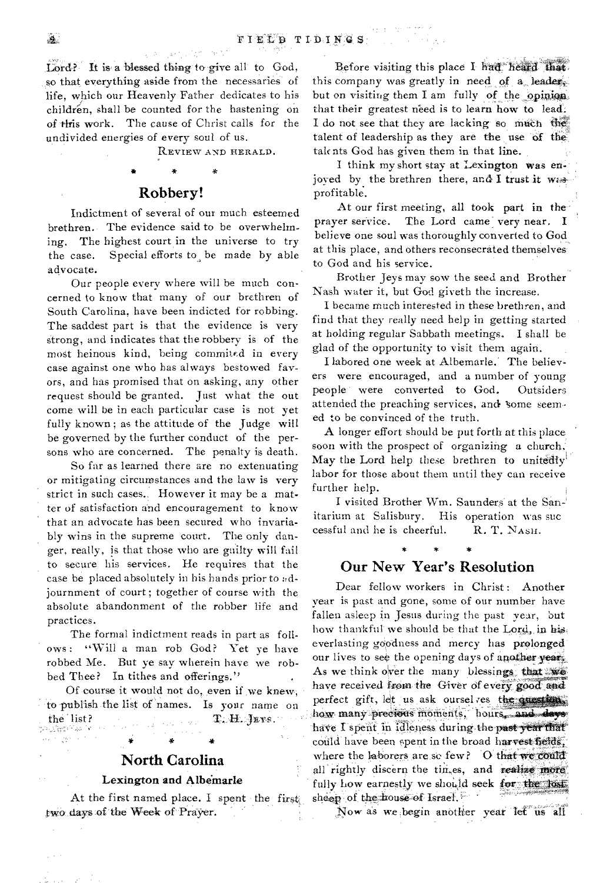Lord? It is a blessed thing to give all to God, so that everything aside from the necessaries of life, which our Heavenly Father dedicates to his children, shall be counted for the hastening on of this work. The cause of Christ calls for the undivided energies of every soul of us.

REVIEW AND HERALD.

\* \* \*

## Robbery!

Indictment of several of our much esteemed brethren. The evidence said to be overwhelming. The highest court in the universe to try the case. Special efforts to be made by able advocate.

Our people every where will be much concerned to know that many of our brethren of South Carolina, have been indicted for robbing. The saddest part is that the evidence is very strong, and indicates that the robbery is of the most heinous kind, being commited in every case against one who has always bestowed favors, and has promised that on asking, any other request should be granted. Just what the out come will be in each particular case is not yet fully known; as the attitude of the Judge will be governed by the further conduct of the persons who are concerned. The penalty is death.

So far as learned there are no extenuating or mitigating circumstances and the law is very strict in such cases. However it may be a matter of satisfaction and encouragement to know that an advocate has been secured who invariably wins in the supreme court. The only danger, really, is that those who are guilty will fail to secure his services. He requires that the case be placed absolutely in his hands prior to adjournment of court; together of course with the absolute abandonment of the robber life and practices.

The formal indictment reads in part as follows: "Will a man rob God? Yet ye have robbed Me. But ye say wherein have we robbed Thee? In tithes and offerings."

Of course it would not do, even if we knew, to publish the list of names. Is your name on the list?

T. H. JEYS.

\* \* \*

## North Carolina

### Lexington and Albemarle

At the first named place. I spent the first two days of the Week of Prayer.

Before visiting this place I had heard that this company was greatly in need of a leader, but on visiting them I am fully of the opinion that their greatest need is to learn how to lead. I do not see that they are lacking so much the talent of leadership as they are the use of the talents God has given them in that line.

I think my short stay at Lexington was enjoyed by the brethren there, and I trust it was profitable.

At our first meeting, all took part in the prayer service. The Lord came very near. I believe one soul was thoroughly converted to God at this place, and others reconsecrated themselves to God and his service.

Brother Jeys may sow the seed and Brother Nash water it, but God giveth the increase.

I became much interested in these brethren, and find that they really need help in getting started at holding regular Sabbath meetings. I shall be glad of the opportunity to visit them again.

I labored one week at Albemarle. The believers were encouraged, and a number of young people were converted to God. Outsiders attended the preaching services, and some seemed to be convinced of the truth.

A longer effort should be put forth at this place soon with the prospect of organizing a church. May the Lord help these brethren to unitedly labor for those about them until they can receive further help.

I visited Brother Wm. Saunders at the Sanitarium at Salisbury. His operation was successful and he is cheerful.

R. T. NASH.

\* \* \*

## Our New Year's Resolution

Dear fellow workers in Christ: Another year is past and gone, some of our number have fallen asleep in Jesus during the past year, but how thankful we should be that the Lord, in his everlasting goodness and mercy has prolonged our lives to see the opening days of another year. As we think over the many blessings that we have received from the Giver of every good and perfect gift, let us ask ourselves the question, how many precious moments, hours, and days have I spent in idleness during the past year that could have been spent in the broad harvest fields, where the laborers are so few? O that we could all rightly discern the times, and realize more fully how earnestly we should seek for the lost sheep of the house of Israel.

Now as we begin another year let us all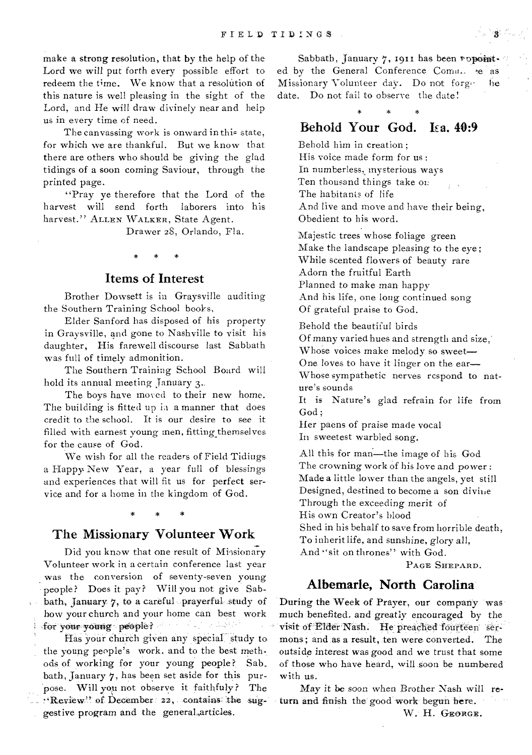make a strong resolution, that by the help of the Lord we will put forth every possible effort to redeem the time. We know that a resolution of this nature is well pleasing in the sight of the Lord, and He will draw divinely near and help us in every time of need.

The canvassing work is onward in this state, for which we are thankful. But we know that there are others who should be giving the glad tidings of a soon coming Saviour, through the printed page.

"Pray ye therefore that the Lord of the harvest will send forth laborers into his harvest." ALLEN WALKER, State Agent.

Drawer 28, Orlando, Fla.

\* \* \*

## Items of Interest

Brother Dowsett is in Graysville auditing the Southern Training School books.

Elder Sanford has disposed of his property in Graysville, and gone to Nashville to visit his daughter. His farewell discourse last Sabbath was full of timely admonition.

The Southern Training School Board will hold its annual meeting January 3.

The boys have moved to their new home. The building is fitted up in a manner that does credit to the school. It is our desire to see it filled with earnest young men, fitting themselves for the cause of God.

We wish for all the readers of Field Tidings a Happy New Year, a year full of blessings and experiences that will fit us for perfect service and for a home in the kingdom of God.

\* \* \*

## The Missionary Volunteer Work

Did you know that one result of Missionary Volunteer work in a certain conference last year was the conversion of seventy-seven young people? Does it pay? Will you not give Sabbath, January 7, to a careful prayerful study of how your church and your home can best work for your young people?

Has your church given any special study to the young people's work, and to the best methods of working for your young people? Sabbath, January 7, has been set aside for this purpose. Will you not observe it faithfuly? The "Review" of December 22, contains the suggestive program and the general articles.

Sabbath, January 7, 1911 has been appointed by the General Conference Comm... as Missionary Volunteer day. Do not forg... the date. Do not fail to observe the date!

\* \* \*

## Behold Your God. Isa. 40:9

Behold him in creation;
His voice made form for us:
In numberless, mysterious ways
Ten thousand things take on
The habitants of life
And live and move and have their being,
Obedient to his word.

Majestic trees whose foliage green
Make the landscape pleasing to the eye;
While scented flowers of beauty rare
Adorn the fruitful Earth
Planned to make man happy
And his life, one long continued song
Of grateful praise to God.

Behold the beautiful birds
Of many varied hues and strength and size,
Whose voices make melody so sweet—
One loves to have it linger on the ear—
Whose sympathetic nerves respond to nature's sounds
It is Nature's glad refrain for life from God;
Her paens of praise made vocal
In sweetest warbled song.

All this for man—the image of his God
The crowning work of his love and power:
Made a little lower than the angels, yet still
Designed, destined to become a son divine
Through the exceeding merit of
His own Creator's blood
Shed in his behalf to save from horrible death,
To inherit life, and sunshine, glory all,
And "sit on thrones" with God.

PAGE SHEPARD.

## Albemarle, North Carolina

During the Week of Prayer, our company was much benefited, and greatly encouraged by the visit of Elder Nash. He preached fourteen sermons; and as a result, ten were converted. The outside interest was good and we trust that some of those who have heard, will soon be numbered with us.

May it be soon when Brother Nash will return and finish the good work begun here.

W. H. GEORGE.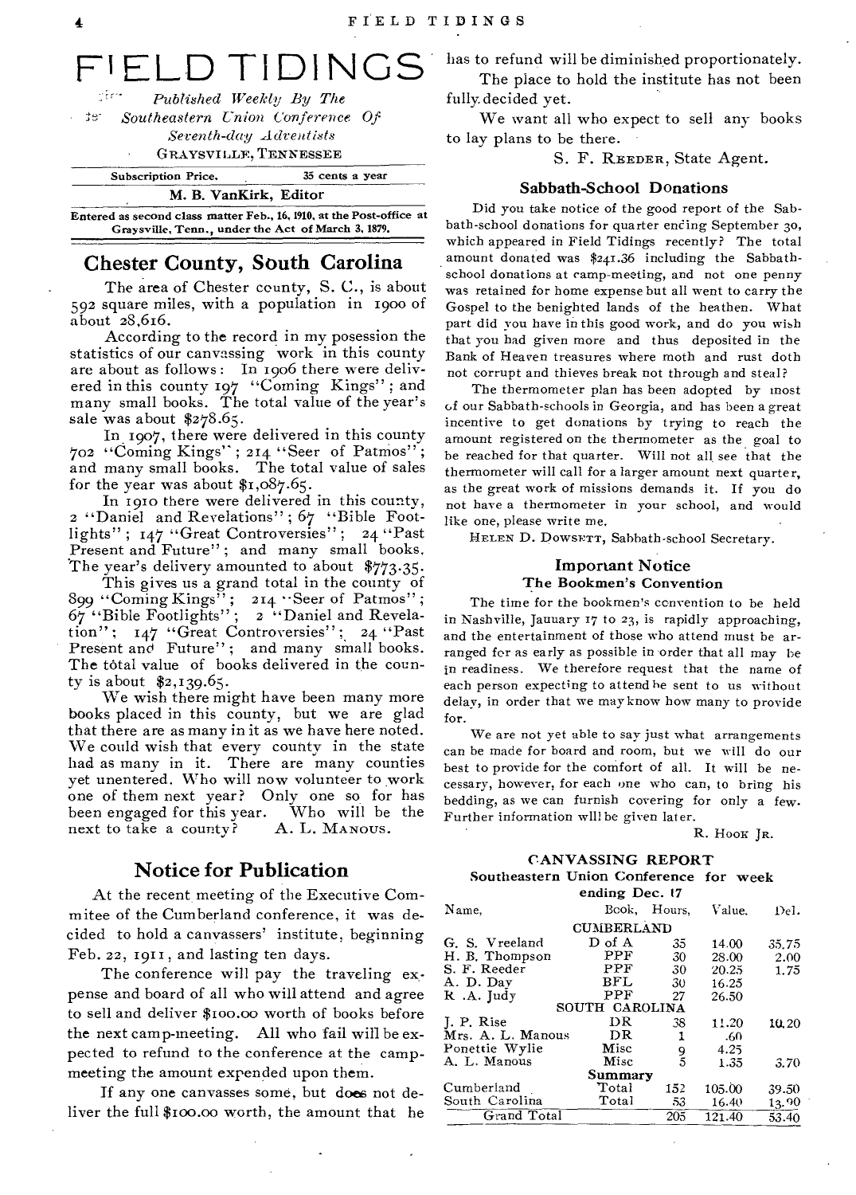# FIELD TIDINGS

*Published Weekly By The Southeastern Union Conference Of Seventh-day Adventists*

GRAYSVILLE, TENNESSEE

Subscription Price. 35 cents a year

M. B. VanKirk, Editor

Entered as second class matter Feb., 16, 1910, at the Post-office at Graysville, Tenn., under the Act of March 3, 1879.

## Chester County, South Carolina

The area of Chester county, S. C., is about 592 square miles, with a population in 1900 of about 28,616.

According to the record in my posession the statistics of our canvassing work in this county are about as follows: In 1906 there were delivered in this county 197 "Coming Kings"; and many small books. The total value of the year's sale was about $278.65.

In 1907, there were delivered in this county 702 "Coming Kings"; 214 "Seer of Patmos"; and many small books. The total value of sales for the year was about $1,087.65.

In 1910 there were delivered in this county, 2 "Daniel and Revelations"; 67 "Bible Footlights"; 147 "Great Controversies"; 24 "Past Present and Future"; and many small books. The year's delivery amounted to about $773.35.

This gives us a grand total in the county of 899 "Coming Kings"; 214 "Seer of Patmos"; 67 "Bible Footlights"; 2 "Daniel and Revelation"; 147 "Great Controversies"; 24 "Past Present and Future"; and many small books. The total value of books delivered in the county is about $2,139.65.

We wish there might have been many more books placed in this county, but we are glad that there are as many in it as we have here noted. We could wish that every county in the state had as many in it. There are many counties yet unentered. Who will now volunteer to work one of them next year? Only one so for has been engaged for this year. Who will be the next to take a county? A. L. MANOUS.

## Notice for Publication

At the recent meeting of the Executive Commitee of the Cumberland conference, it was decided to hold a canvassers' institute, beginning Feb. 22, 1911, and lasting ten days.

The conference will pay the traveling expense and board of all who will attend and agree to sell and deliver $100.00 worth of books before the next camp-meeting. All who fail will be expected to refund to the conference at the camp-meeting the amount expended upon them.

If any one canvasses some, but does not deliver the full $100.00 worth, the amount that he has to refund will be diminished proportionately.

The place to hold the institute has not been fully decided yet.

We want all who expect to sell any books to lay plans to be there.

S. F. REEDER, State Agent.

### Sabbath-School Donations

Did you take notice of the good report of the Sabbath-school donations for quarter ending September 30, which appeared in Field Tidings recently? The total amount donated was $241.36 including the Sabbath-school donations at camp-meeting, and not one penny was retained for home expense but all went to carry the Gospel to the benighted lands of the heathen. What part did you have in this good work, and do you wish that you had given more and thus deposited in the Bank of Heaven treasures where moth and rust doth not corrupt and thieves break not through and steal?

The thermometer plan has been adopted by most of our Sabbath-schools in Georgia, and has been a great incentive to get donations by trying to reach the amount registered on the thermometer as the goal to be reached for that quarter. Will not all see that the thermometer will call for a larger amount next quarter, as the great work of missions demands it. If you do not have a thermometer in your school, and would like one, please write me.

HELEN D. DOWSETT, Sabbath-school Secretary.

### Important Notice
### The Bookmen's Convention

The time for the bookmen's convention to be held in Nashville, Jauuary 17 to 23, is rapidly approaching, and the entertainment of those who attend must be arranged for as early as possible in order that all may be in readiness. We therefore request that the name of each person expecting to attend be sent to us without delay, in order that we may know how many to provide for.

We are not yet able to say just what arrangements can be made for board and room, but we will do our best to provide for the comfort of all. It will be necessary, however, for each one who can, to bring his bedding, as we can furnish covering for only a few. Further information will be given later.

R. HOOK JR.

### CANVASSING REPORT
Southeastern Union Conference for week ending Dec. 17

| Name, | Book, | Hours, | Value. | Del. |
|---|---|---|---|---|
| **CUMBERLAND** | | | | |
| G. S. Vreeland | D of A | 35 | 14.00 | 35.75 |
| H. B. Thompson | PPF | 30 | 28.00 | 2.00 |
| S. F. Reeder | PPF | 30 | 20.25 | 1.75 |
| A. D. Day | BFL | 30 | 16.25 | |
| R. A. Judy | PPF | 27 | 26.50 | |
| **SOUTH CAROLINA** | | | | |
| J. P. Rise | DR | 38 | 11.20 | 10.20 |
| Mrs. A. L. Manous | DR | 1 | .60 | |
| Ponettie Wylie | Misc | 9 | 4.25 | |
| A. L. Manous | Misc | 5 | 1.35 | 3.70 |
| **Summary** | | | | |
| Cumberland | Total | 152 | 105.00 | 39.50 |
| South Carolina | Total | 53 | 16.40 | 13.90 |
| Grand Total | | 205 | 121.40 | 53.40 |